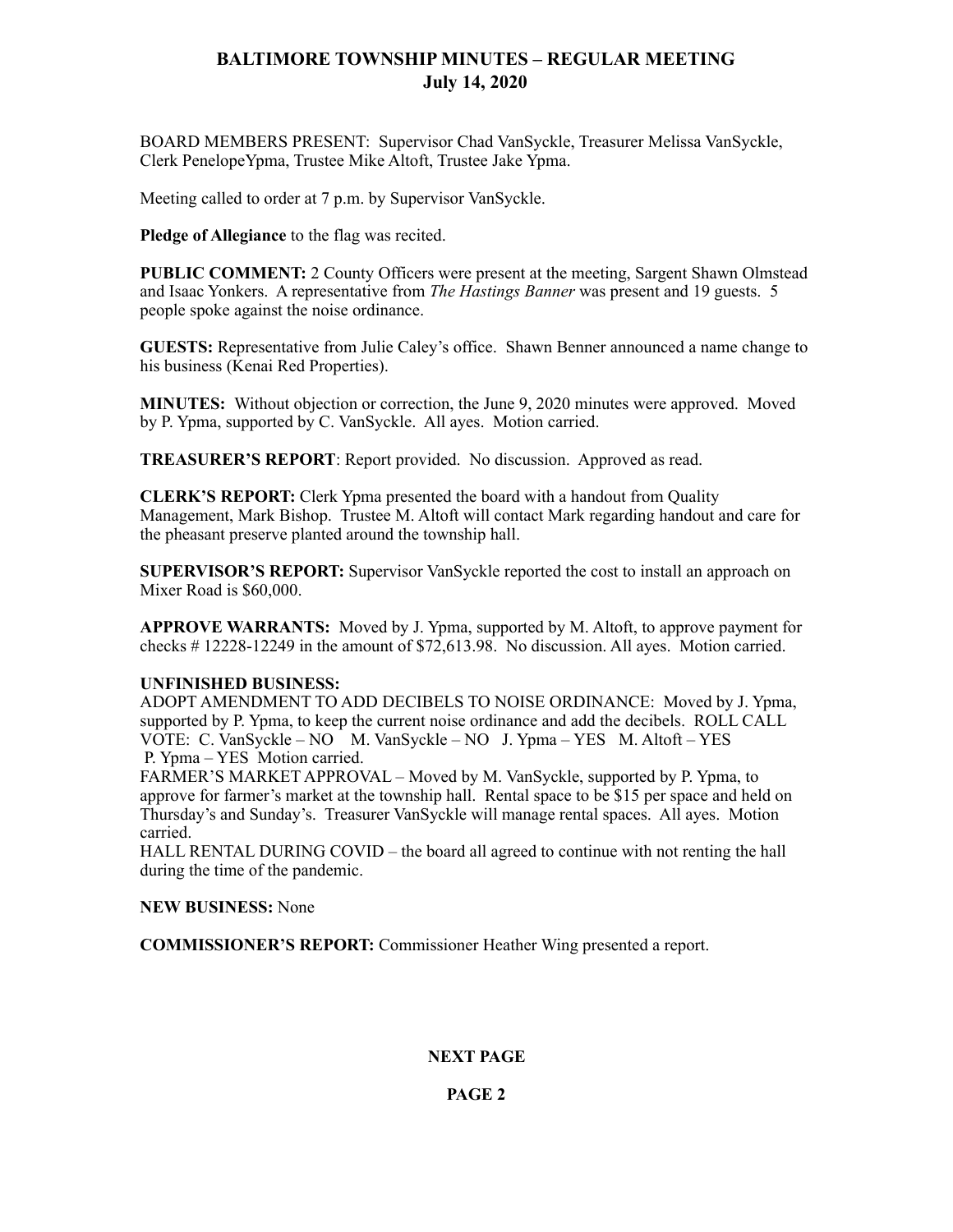# BALTIMORE TOWNSHIP MINUTES – REGULAR MEETING
## July 14, 2020

BOARD MEMBERS PRESENT: Supervisor Chad VanSyckle, Treasurer Melissa VanSyckle, Clerk PenelopeYpma, Trustee Mike Altoft, Trustee Jake Ypma.

Meeting called to order at 7 p.m. by Supervisor VanSyckle.

**Pledge of Allegiance** to the flag was recited.

**PUBLIC COMMENT:** 2 County Officers were present at the meeting, Sargent Shawn Olmstead and Isaac Yonkers. A representative from *The Hastings Banner* was present and 19 guests. 5 people spoke against the noise ordinance.

**GUESTS:** Representative from Julie Caley's office. Shawn Benner announced a name change to his business (Kenai Red Properties).

**MINUTES:** Without objection or correction, the June 9, 2020 minutes were approved. Moved by P. Ypma, supported by C. VanSyckle. All ayes. Motion carried.

**TREASURER'S REPORT**: Report provided. No discussion. Approved as read.

**CLERK'S REPORT:** Clerk Ypma presented the board with a handout from Quality Management, Mark Bishop. Trustee M. Altoft will contact Mark regarding handout and care for the pheasant preserve planted around the township hall.

**SUPERVISOR'S REPORT:** Supervisor VanSyckle reported the cost to install an approach on Mixer Road is $60,000.

**APPROVE WARRANTS:** Moved by J. Ypma, supported by M. Altoft, to approve payment for checks # 12228-12249 in the amount of $72,613.98. No discussion. All ayes. Motion carried.

**UNFINISHED BUSINESS:**

ADOPT AMENDMENT TO ADD DECIBELS TO NOISE ORDINANCE: Moved by J. Ypma, supported by P. Ypma, to keep the current noise ordinance and add the decibels. ROLL CALL VOTE: C. VanSyckle – NO M. VanSyckle – NO J. Ypma – YES M. Altoft – YES P. Ypma – YES Motion carried.

FARMER'S MARKET APPROVAL – Moved by M. VanSyckle, supported by P. Ypma, to approve for farmer's market at the township hall. Rental space to be $15 per space and held on Thursday's and Sunday's. Treasurer VanSyckle will manage rental spaces. All ayes. Motion carried.

HALL RENTAL DURING COVID – the board all agreed to continue with not renting the hall during the time of the pandemic.

**NEW BUSINESS:** None

**COMMISSIONER'S REPORT:** Commissioner Heather Wing presented a report.

**NEXT PAGE**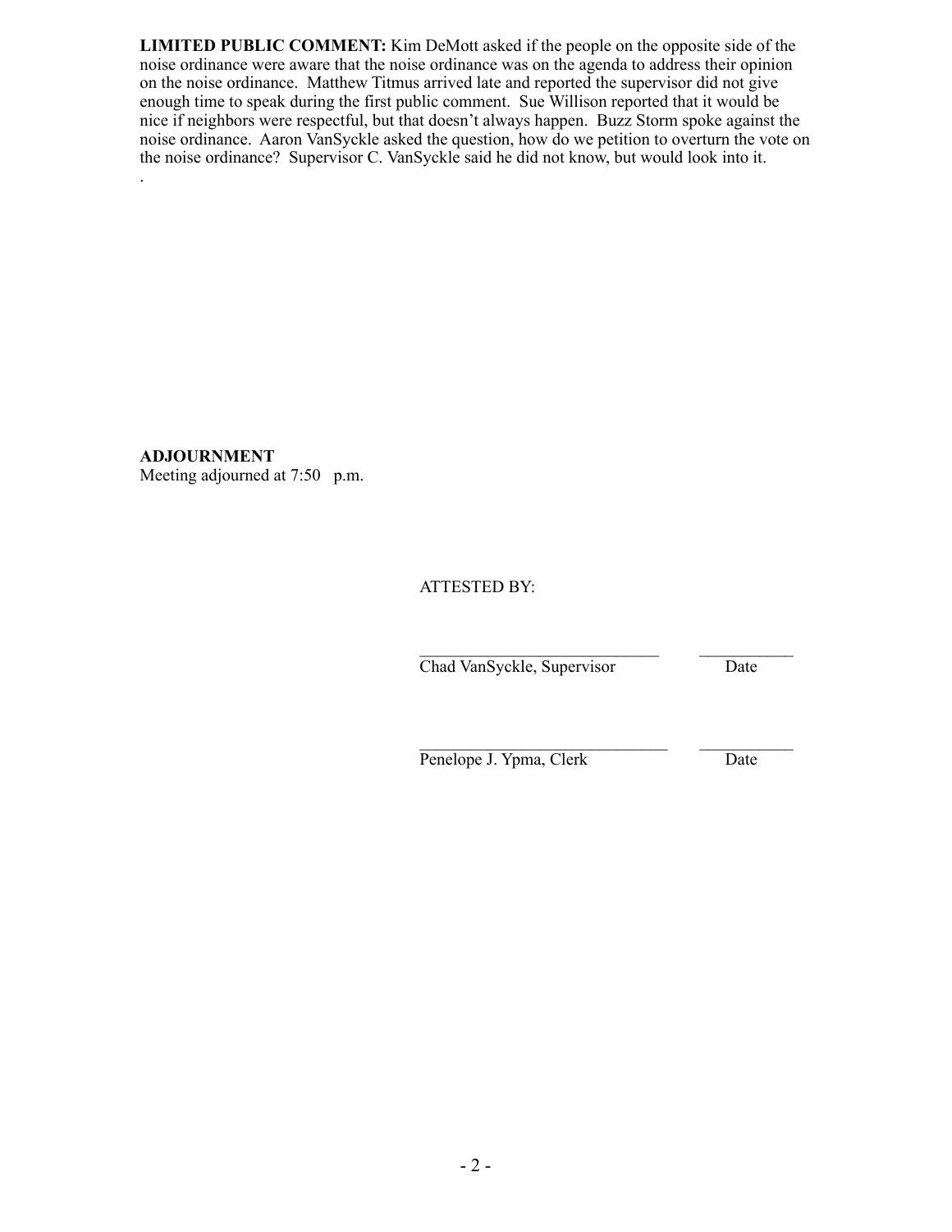**LIMITED PUBLIC COMMENT:** Kim DeMott asked if the people on the opposite side of the noise ordinance were aware that the noise ordinance was on the agenda to address their opinion on the noise ordinance. Matthew Titmus arrived late and reported the supervisor did not give enough time to speak during the first public comment. Sue Willison reported that it would be nice if neighbors were respectful, but that doesn't always happen. Buzz Storm spoke against the noise ordinance. Aaron VanSyckle asked the question, how do we petition to overturn the vote on the noise ordinance? Supervisor C. VanSyckle said he did not know, but would look into it.

.

**ADJOURNMENT**

Meeting adjourned at 7:50 p.m.

ATTESTED BY:

\_\_\_\_\_\_\_\_\_\_\_\_\_\_\_\_\_\_\_\_\_\_\_\_\_\_\_\_ \_\_\_\_\_\_\_\_\_\_\_

Chad VanSyckle, Supervisor Date

\_\_\_\_\_\_\_\_\_\_\_\_\_\_\_\_\_\_\_\_\_\_\_\_\_\_\_\_ \_\_\_\_\_\_\_\_\_\_\_

Penelope J. Ypma, Clerk Date